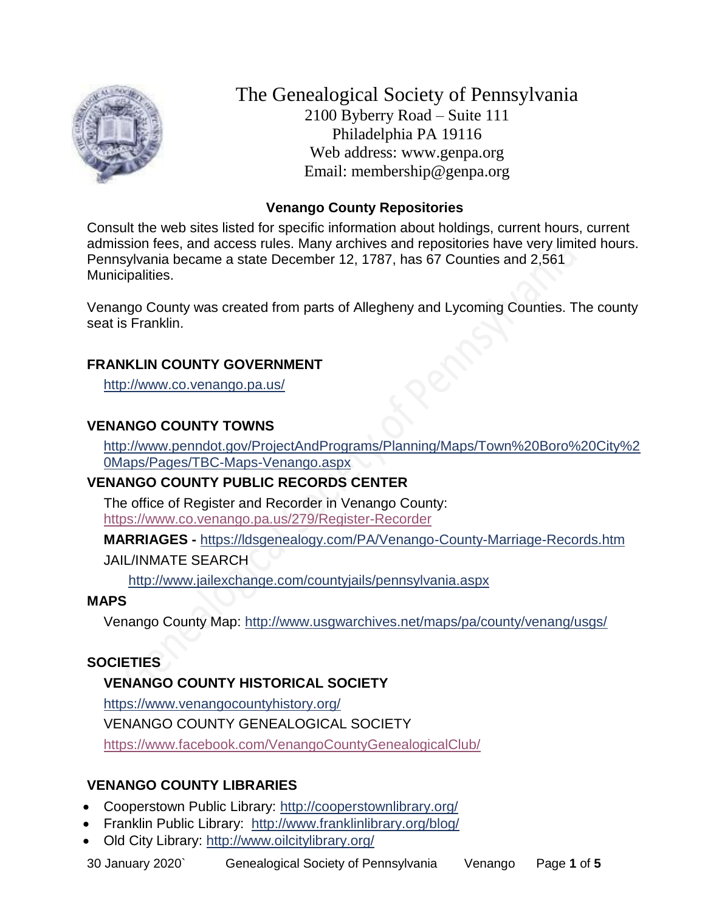# The Genealogical Society of Pennsylvania

2100 Byberry Road – Suite 111
Philadelphia PA 19116
Web address: www.genpa.org
Email: membership@genpa.org

## Venango County Repositories

Consult the web sites listed for specific information about holdings, current hours, current admission fees, and access rules. Many archives and repositories have very limited hours. Pennsylvania became a state December 12, 1787, has 67 Counties and 2,561 Municipalities.

Venango County was created from parts of Allegheny and Lycoming Counties. The county seat is Franklin.

### FRANKLIN COUNTY GOVERNMENT

http://www.co.venango.pa.us/

### VENANGO COUNTY TOWNS

http://www.penndot.gov/ProjectAndPrograms/Planning/Maps/Town%20Boro%20City%20Maps/Pages/TBC-Maps-Venango.aspx

### VENANGO COUNTY PUBLIC RECORDS CENTER

The office of Register and Recorder in Venango County: https://www.co.venango.pa.us/279/Register-Recorder

**MARRIAGES -** https://ldsgenealogy.com/PA/Venango-County-Marriage-Records.htm

JAIL/INMATE SEARCH

http://www.jailexchange.com/countyjails/pennsylvania.aspx

### MAPS

Venango County Map: http://www.usgwarchives.net/maps/pa/county/venang/usgs/

### SOCIETIES

**VENANGO COUNTY HISTORICAL SOCIETY**

https://www.venangocountyhistory.org/

VENANGO COUNTY GENEALOGICAL SOCIETY

https://www.facebook.com/VenangoCountyGenealogicalClub/

### VENANGO COUNTY LIBRARIES

- Cooperstown Public Library: http://cooperstownlibrary.org/
- Franklin Public Library: http://www.franklinlibrary.org/blog/
- Old City Library: http://www.oilcitylibrary.org/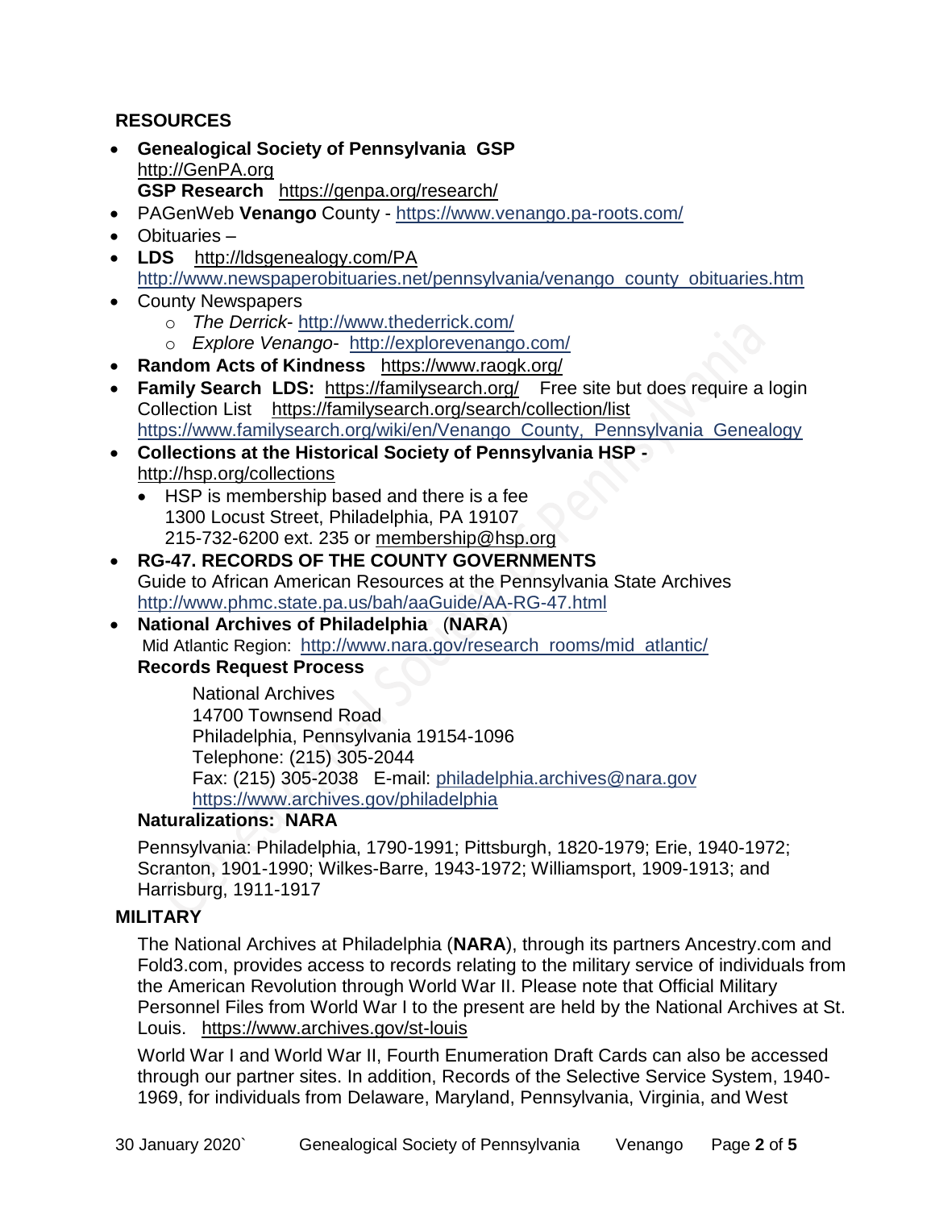## RESOURCES

- **Genealogical Society of Pennsylvania GSP** http://GenPA.org
  **GSP Research** https://genpa.org/research/
- PAGenWeb **Venango** County - https://www.venango.pa-roots.com/
- Obituaries –
- **LDS** http://ldsgenealogy.com/PA
  http://www.newspaperobituaries.net/pennsylvania/venango_county_obituaries.htm
- County Newspapers
  - *The Derrick*- http://www.thederrick.com/
  - *Explore Venango*- http://explorevenango.com/
- **Random Acts of Kindness** https://www.raogk.org/
- **Family Search LDS:** https://familysearch.org/ Free site but does require a login
  Collection List https://familysearch.org/search/collection/list
  https://www.familysearch.org/wiki/en/Venango_County,_Pennsylvania_Genealogy
- **Collections at the Historical Society of Pennsylvania HSP -** http://hsp.org/collections
  - HSP is membership based and there is a fee
    1300 Locust Street, Philadelphia, PA 19107
    215-732-6200 ext. 235 or membership@hsp.org
- **RG-47. RECORDS OF THE COUNTY GOVERNMENTS**
  Guide to African American Resources at the Pennsylvania State Archives
  http://www.phmc.state.pa.us/bah/aaGuide/AA-RG-47.html
- **National Archives of Philadelphia** (**NARA**)
  Mid Atlantic Region: http://www.nara.gov/research_rooms/mid_atlantic/
  **Records Request Process**

  National Archives
  14700 Townsend Road
  Philadelphia, Pennsylvania 19154-1096
  Telephone: (215) 305-2044
  Fax: (215) 305-2038 E-mail: philadelphia.archives@nara.gov
  https://www.archives.gov/philadelphia

  **Naturalizations: NARA**

  Pennsylvania: Philadelphia, 1790-1991; Pittsburgh, 1820-1979; Erie, 1940-1972; Scranton, 1901-1990; Wilkes-Barre, 1943-1972; Williamsport, 1909-1913; and Harrisburg, 1911-1917

## MILITARY

The National Archives at Philadelphia (**NARA**), through its partners Ancestry.com and Fold3.com, provides access to records relating to the military service of individuals from the American Revolution through World War II. Please note that Official Military Personnel Files from World War I to the present are held by the National Archives at St. Louis. https://www.archives.gov/st-louis

World War I and World War II, Fourth Enumeration Draft Cards can also be accessed through our partner sites. In addition, Records of the Selective Service System, 1940-1969, for individuals from Delaware, Maryland, Pennsylvania, Virginia, and West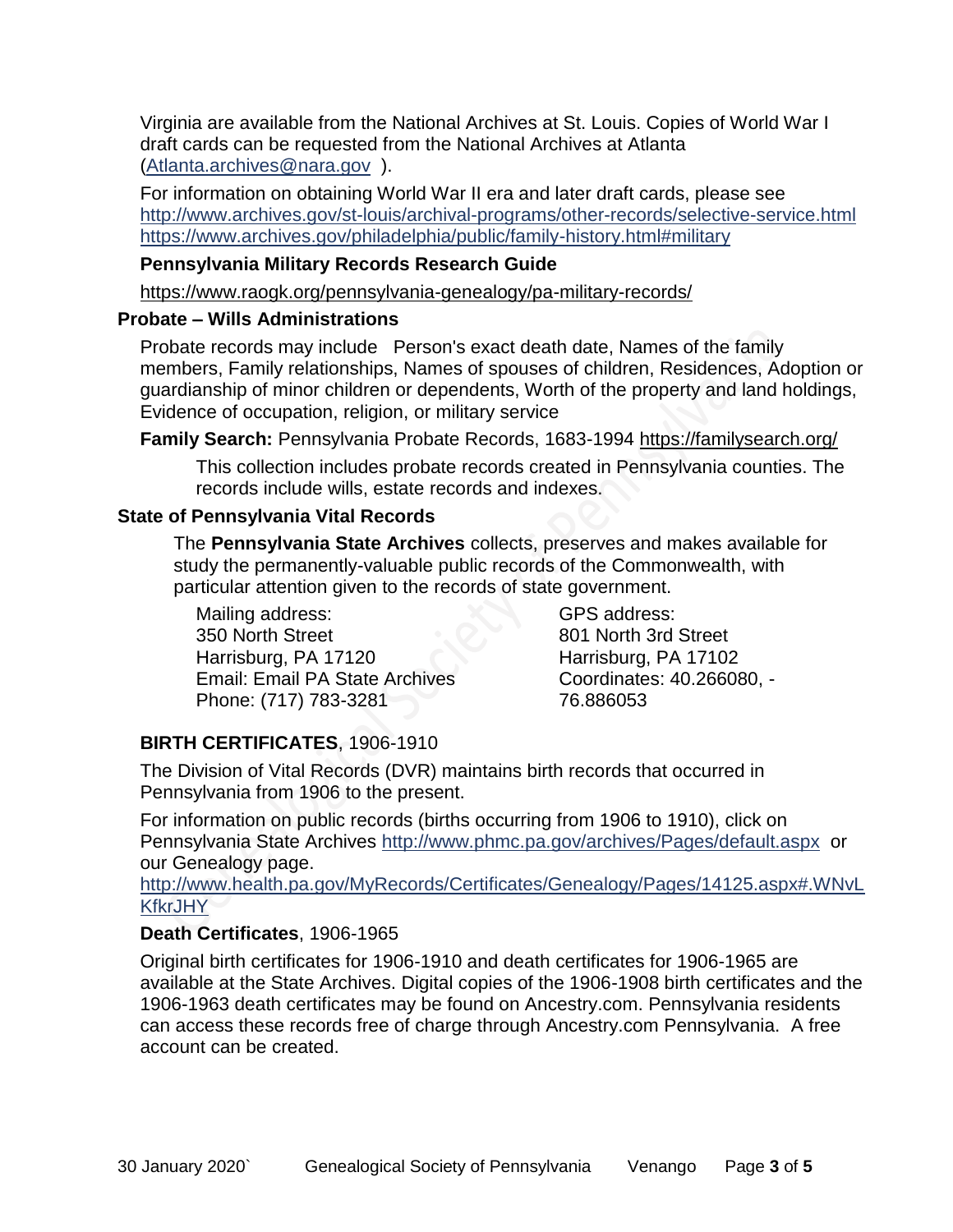Virginia are available from the National Archives at St. Louis. Copies of World War I draft cards can be requested from the National Archives at Atlanta (Atlanta.archives@nara.gov ).

For information on obtaining World War II era and later draft cards, please see http://www.archives.gov/st-louis/archival-programs/other-records/selective-service.html https://www.archives.gov/philadelphia/public/family-history.html#military

**Pennsylvania Military Records Research Guide**

https://www.raogk.org/pennsylvania-genealogy/pa-military-records/

## Probate – Wills Administrations

Probate records may include Person's exact death date, Names of the family members, Family relationships, Names of spouses of children, Residences, Adoption or guardianship of minor children or dependents, Worth of the property and land holdings, Evidence of occupation, religion, or military service

**Family Search:** Pennsylvania Probate Records, 1683-1994 https://familysearch.org/

This collection includes probate records created in Pennsylvania counties. The records include wills, estate records and indexes.

## State of Pennsylvania Vital Records

The **Pennsylvania State Archives** collects, preserves and makes available for study the permanently-valuable public records of the Commonwealth, with particular attention given to the records of state government.

Mailing address:
350 North Street
Harrisburg, PA 17120
Email: Email PA State Archives
Phone: (717) 783-3281

GPS address:
801 North 3rd Street
Harrisburg, PA 17102
Coordinates: 40.266080, -76.886053

**BIRTH CERTIFICATES**, 1906-1910

The Division of Vital Records (DVR) maintains birth records that occurred in Pennsylvania from 1906 to the present.

For information on public records (births occurring from 1906 to 1910), click on Pennsylvania State Archives http://www.phmc.pa.gov/archives/Pages/default.aspx or our Genealogy page.
http://www.health.pa.gov/MyRecords/Certificates/Genealogy/Pages/14125.aspx#.WNvLKfkrJHY

**Death Certificates**, 1906-1965

Original birth certificates for 1906-1910 and death certificates for 1906-1965 are available at the State Archives. Digital copies of the 1906-1908 birth certificates and the 1906-1963 death certificates may be found on Ancestry.com. Pennsylvania residents can access these records free of charge through Ancestry.com Pennsylvania. A free account can be created.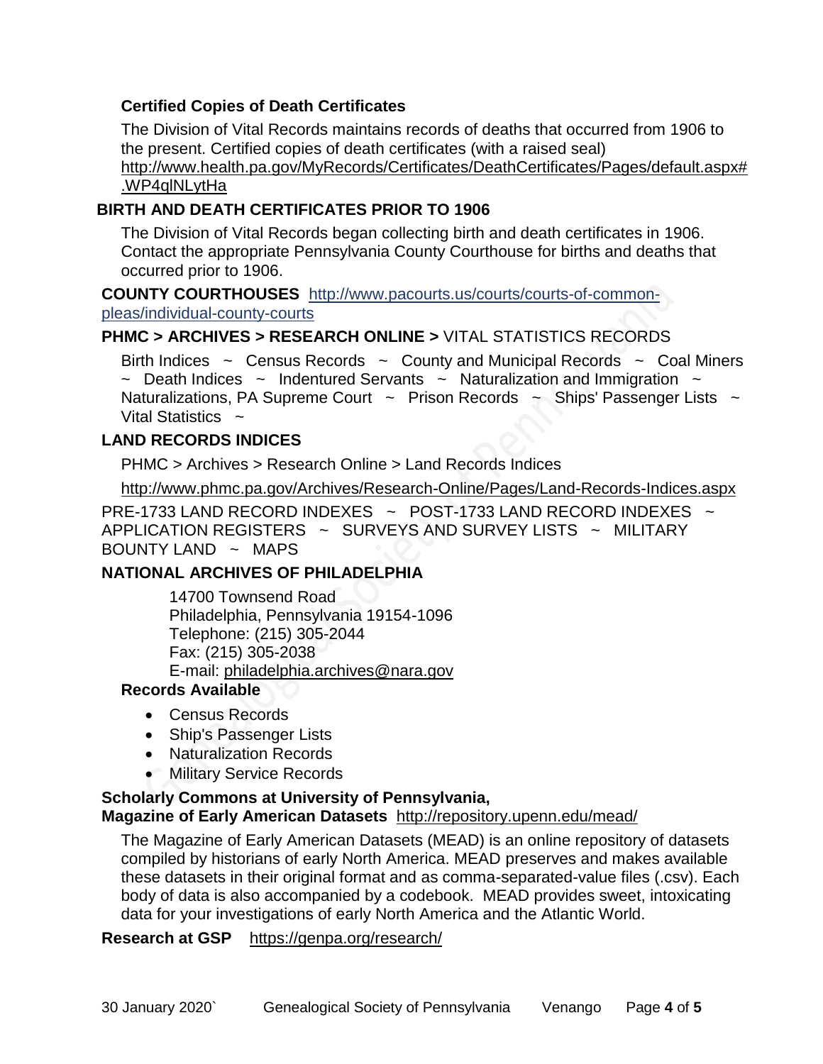**Certified Copies of Death Certificates**

The Division of Vital Records maintains records of deaths that occurred from 1906 to the present. Certified copies of death certificates (with a raised seal) http://www.health.pa.gov/MyRecords/Certificates/DeathCertificates/Pages/default.aspx#.WP4qlNLytHa

**BIRTH AND DEATH CERTIFICATES PRIOR TO 1906**

The Division of Vital Records began collecting birth and death certificates in 1906. Contact the appropriate Pennsylvania County Courthouse for births and deaths that occurred prior to 1906.

**COUNTY COURTHOUSES** http://www.pacourts.us/courts/courts-of-common-pleas/individual-county-courts

**PHMC > ARCHIVES > RESEARCH ONLINE >** VITAL STATISTICS RECORDS

Birth Indices ~ Census Records ~ County and Municipal Records ~ Coal Miners ~ Death Indices ~ Indentured Servants ~ Naturalization and Immigration ~ Naturalizations, PA Supreme Court ~ Prison Records ~ Ships' Passenger Lists ~ Vital Statistics ~

**LAND RECORDS INDICES**

PHMC > Archives > Research Online > Land Records Indices

http://www.phmc.pa.gov/Archives/Research-Online/Pages/Land-Records-Indices.aspx

PRE-1733 LAND RECORD INDEXES ~ POST-1733 LAND RECORD INDEXES ~ APPLICATION REGISTERS ~ SURVEYS AND SURVEY LISTS ~ MILITARY BOUNTY LAND ~ MAPS

**NATIONAL ARCHIVES OF PHILADELPHIA**

14700 Townsend Road
Philadelphia, Pennsylvania 19154-1096
Telephone: (215) 305-2044
Fax: (215) 305-2038
E-mail: philadelphia.archives@nara.gov

**Records Available**

- Census Records
- Ship's Passenger Lists
- Naturalization Records
- Military Service Records

**Scholarly Commons at University of Pennsylvania,**
**Magazine of Early American Datasets** http://repository.upenn.edu/mead/

The Magazine of Early American Datasets (MEAD) is an online repository of datasets compiled by historians of early North America. MEAD preserves and makes available these datasets in their original format and as comma-separated-value files (.csv). Each body of data is also accompanied by a codebook. MEAD provides sweet, intoxicating data for your investigations of early North America and the Atlantic World.

**Research at GSP** https://genpa.org/research/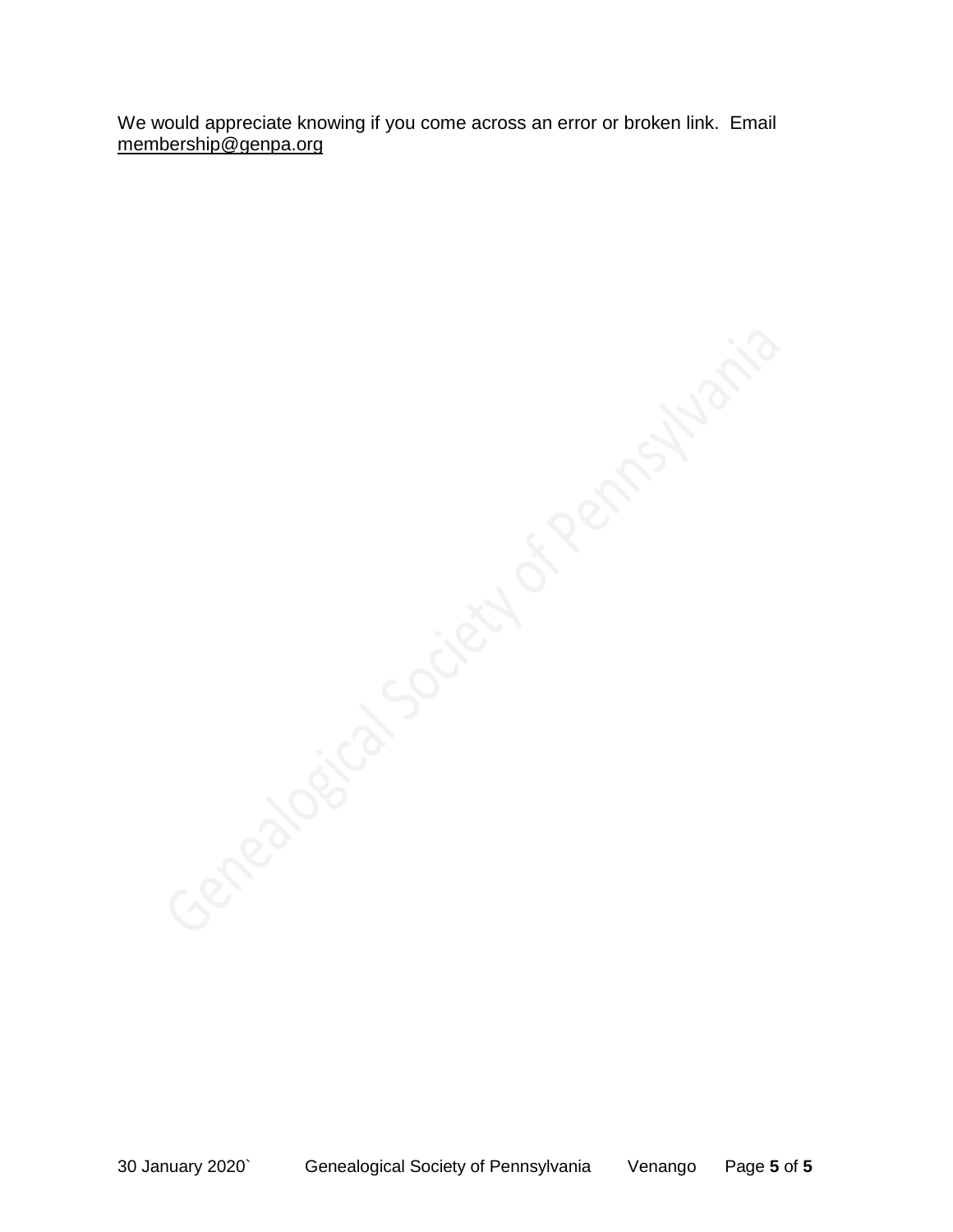We would appreciate knowing if you come across an error or broken link. Email membership@genpa.org